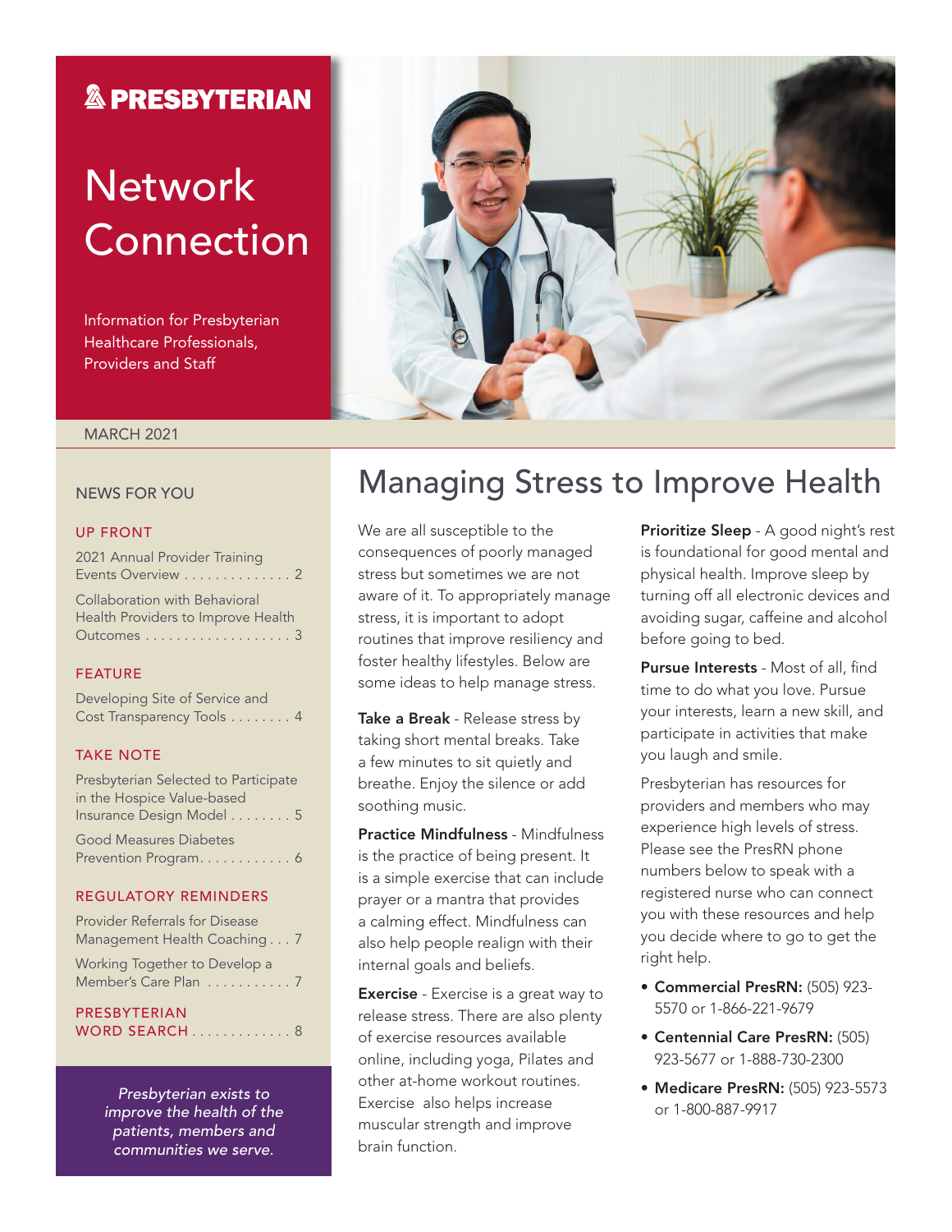PRESBYTERIAN

# Network Connection

Information for Presbyterian Healthcare Professionals, Providers and Staff

MARCH 2021

## NEWS FOR YOU

### UP FRONT

2021 Annual Provider Training Events Overview . . . . . . . . . . . . . . 2

Collaboration with Behavioral Health Providers to Improve Health Outcomes . . . . . . . . . . . . . . . . . . . . 3

### FEATURE

Developing Site of Service and Cost Transparency Tools . . . . . . . . 4

### TAKE NOTE

Presbyterian Selected to Participate in the Hospice Value-based Insurance Design Model . . . . . . . . 5

Good Measures Diabetes Prevention Program. . . . . . . . . . . . 6

### REGULATORY REMINDERS

Provider Referrals for Disease Management Health Coaching . . . 7

Working Together to Develop a Member's Care Plan . . . . . . . . . . . 7

### PRESBYTERIAN WORD SEARCH . . . . . . . . . . . . . 8

*Presbyterian exists to improve the health of the patients, members and communities we serve.*

# Managing Stress to Improve Health

We are all susceptible to the consequences of poorly managed stress but sometimes we are not aware of it. To appropriately manage stress, it is important to adopt routines that improve resiliency and foster healthy lifestyles. Below are some ideas to help manage stress.

**Take a Break** - Release stress by taking short mental breaks. Take a few minutes to sit quietly and breathe. Enjoy the silence or add soothing music.

**Practice Mindfulness** - Mindfulness is the practice of being present. It is a simple exercise that can include prayer or a mantra that provides a calming effect. Mindfulness can also help people realign with their internal goals and beliefs.

**Exercise** - Exercise is a great way to release stress. There are also plenty of exercise resources available online, including yoga, Pilates and other at-home workout routines. Exercise also helps increase muscular strength and improve brain function.

**Prioritize Sleep** - A good night's rest is foundational for good mental and physical health. Improve sleep by turning off all electronic devices and avoiding sugar, caffeine and alcohol before going to bed.

**Pursue Interests** - Most of all, find time to do what you love. Pursue your interests, learn a new skill, and participate in activities that make you laugh and smile.

Presbyterian has resources for providers and members who may experience high levels of stress. Please see the PresRN phone numbers below to speak with a registered nurse who can connect you with these resources and help you decide where to go to get the right help.

- **Commercial PresRN:** (505) 923-5570 or 1-866-221-9679
- **Centennial Care PresRN:** (505) 923-5677 or 1-888-730-2300
- **Medicare PresRN:** (505) 923-5573 or 1-800-887-9917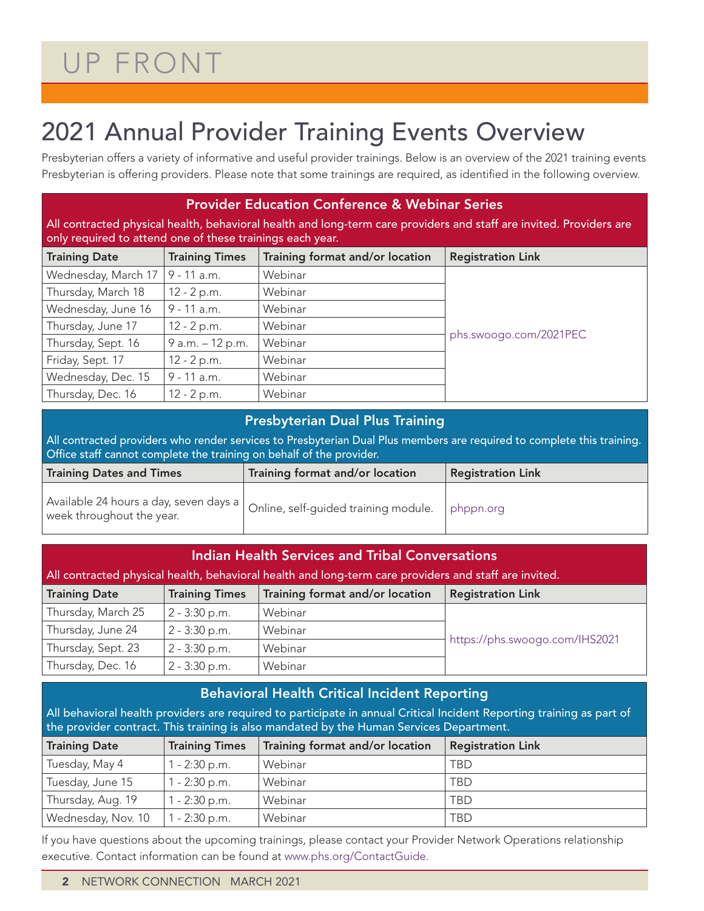# UP FRONT

## 2021 Annual Provider Training Events Overview

Presbyterian offers a variety of informative and useful provider trainings. Below is an overview of the 2021 training events Presbyterian is offering providers. Please note that some trainings are required, as identified in the following overview.

### Provider Education Conference & Webinar Series

All contracted physical health, behavioral health and long-term care providers and staff are invited. Providers are only required to attend one of these trainings each year.

| Training Date | Training Times | Training format and/or location | Registration Link |
|---|---|---|---|
| Wednesday, March 17 | 9 - 11 a.m. | Webinar | phs.swoogo.com/2021PEC |
| Thursday, March 18 | 12 - 2 p.m. | Webinar | |
| Wednesday, June 16 | 9 - 11 a.m. | Webinar | |
| Thursday, June 17 | 12 - 2 p.m. | Webinar | |
| Thursday, Sept. 16 | 9 a.m. – 12 p.m. | Webinar | |
| Friday, Sept. 17 | 12 - 2 p.m. | Webinar | |
| Wednesday, Dec. 15 | 9 - 11 a.m. | Webinar | |
| Thursday, Dec. 16 | 12 - 2 p.m. | Webinar | |

### Presbyterian Dual Plus Training

All contracted providers who render services to Presbyterian Dual Plus members are required to complete this training. Office staff cannot complete the training on behalf of the provider.

| Training Dates and Times | Training format and/or location | Registration Link |
|---|---|---|
| Available 24 hours a day, seven days a week throughout the year. | Online, self-guided training module. | phppn.org |

### Indian Health Services and Tribal Conversations

All contracted physical health, behavioral health and long-term care providers and staff are invited.

| Training Date | Training Times | Training format and/or location | Registration Link |
|---|---|---|---|
| Thursday, March 25 | 2 - 3:30 p.m. | Webinar | https://phs.swoogo.com/IHS2021 |
| Thursday, June 24 | 2 - 3:30 p.m. | Webinar | |
| Thursday, Sept. 23 | 2 - 3:30 p.m. | Webinar | |
| Thursday, Dec. 16 | 2 - 3:30 p.m. | Webinar | |

### Behavioral Health Critical Incident Reporting

All behavioral health providers are required to participate in annual Critical Incident Reporting training as part of the provider contract. This training is also mandated by the Human Services Department.

| Training Date | Training Times | Training format and/or location | Registration Link |
|---|---|---|---|
| Tuesday, May 4 | 1 - 2:30 p.m. | Webinar | TBD |
| Tuesday, June 15 | 1 - 2:30 p.m. | Webinar | TBD |
| Thursday, Aug. 19 | 1 - 2:30 p.m. | Webinar | TBD |
| Wednesday, Nov. 10 | 1 - 2:30 p.m. | Webinar | TBD |

If you have questions about the upcoming trainings, please contact your Provider Network Operations relationship executive. Contact information can be found at www.phs.org/ContactGuide.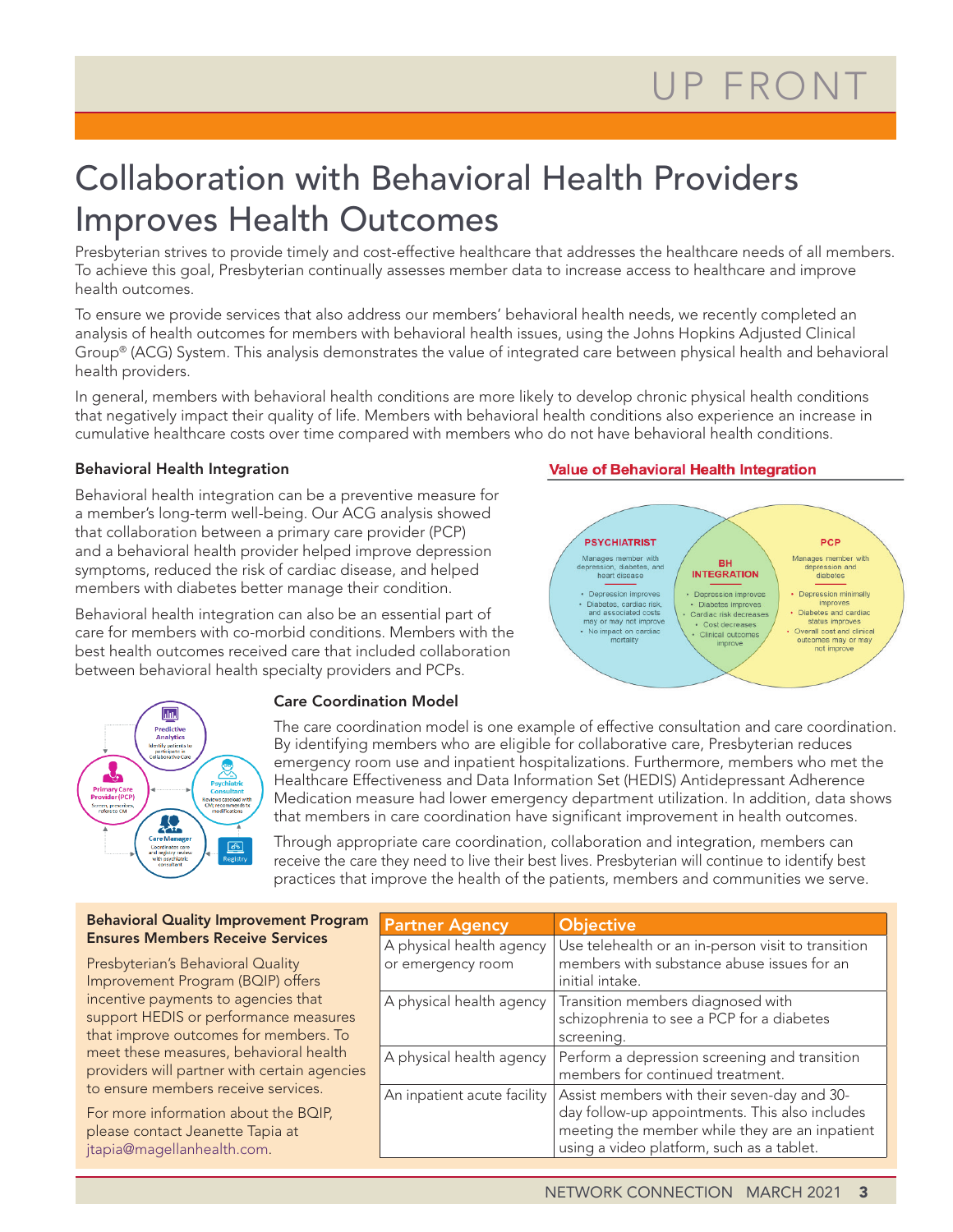# Collaboration with Behavioral Health Providers Improves Health Outcomes

Presbyterian strives to provide timely and cost-effective healthcare that addresses the healthcare needs of all members. To achieve this goal, Presbyterian continually assesses member data to increase access to healthcare and improve health outcomes.

To ensure we provide services that also address our members' behavioral health needs, we recently completed an analysis of health outcomes for members with behavioral health issues, using the Johns Hopkins Adjusted Clinical Group® (ACG) System. This analysis demonstrates the value of integrated care between physical health and behavioral health providers.

In general, members with behavioral health conditions are more likely to develop chronic physical health conditions that negatively impact their quality of life. Members with behavioral health conditions also experience an increase in cumulative healthcare costs over time compared with members who do not have behavioral health conditions.

### Behavioral Health Integration

Behavioral health integration can be a preventive measure for a member's long-term well-being. Our ACG analysis showed that collaboration between a primary care provider (PCP) and a behavioral health provider helped improve depression symptoms, reduced the risk of cardiac disease, and helped members with diabetes better manage their condition.

Behavioral health integration can also be an essential part of care for members with co-morbid conditions. Members with the best health outcomes received care that included collaboration between behavioral health specialty providers and PCPs.

**Value of Behavioral Health Integration**

**PSYCHIATRIST**
Manages member with depression, diabetes, and heart disease
- Depression improves
- Diabetes, cardiac risk, and associated costs may or may not improve
- No impact on cardiac mortality

**BH INTEGRATION**
- Depression improves
- Diabetes improves
- Cardiac risk decreases
- Cost decreases
- Clinical outcomes improve

**PCP**
Manages member with depression and diabetes
- Depression minimally improves
- Diabetes and cardiac status improves
- Overall cost and clinical outcomes may or may not improve

### Care Coordination Model

Predictive Analytics — Identify patients to participate in Collaborative Care
Psychiatric Consultant — Reviews caseload with CM, recommends tx modifications
Care Manager — Coordinates care and registry review with psychiatric consultant
Primary Care Provider (PCP) — Screens, prescribes, refers to CM
Registry

The care coordination model is one example of effective consultation and care coordination. By identifying members who are eligible for collaborative care, Presbyterian reduces emergency room use and inpatient hospitalizations. Furthermore, members who met the Healthcare Effectiveness and Data Information Set (HEDIS) Antidepressant Adherence Medication measure had lower emergency department utilization. In addition, data shows that members in care coordination have significant improvement in health outcomes.

Through appropriate care coordination, collaboration and integration, members can receive the care they need to live their best lives. Presbyterian will continue to identify best practices that improve the health of the patients, members and communities we serve.

### Behavioral Quality Improvement Program Ensures Members Receive Services

Presbyterian's Behavioral Quality Improvement Program (BQIP) offers incentive payments to agencies that support HEDIS or performance measures that improve outcomes for members. To meet these measures, behavioral health providers will partner with certain agencies to ensure members receive services.

For more information about the BQIP, please contact Jeanette Tapia at jtapia@magellanhealth.com.

| Partner Agency | Objective |
|---|---|
| A physical health agency or emergency room | Use telehealth or an in-person visit to transition members with substance abuse issues for an initial intake. |
| A physical health agency | Transition members diagnosed with schizophrenia to see a PCP for a diabetes screening. |
| A physical health agency | Perform a depression screening and transition members for continued treatment. |
| An inpatient acute facility | Assist members with their seven-day and 30-day follow-up appointments. This also includes meeting the member while they are an inpatient using a video platform, such as a tablet. |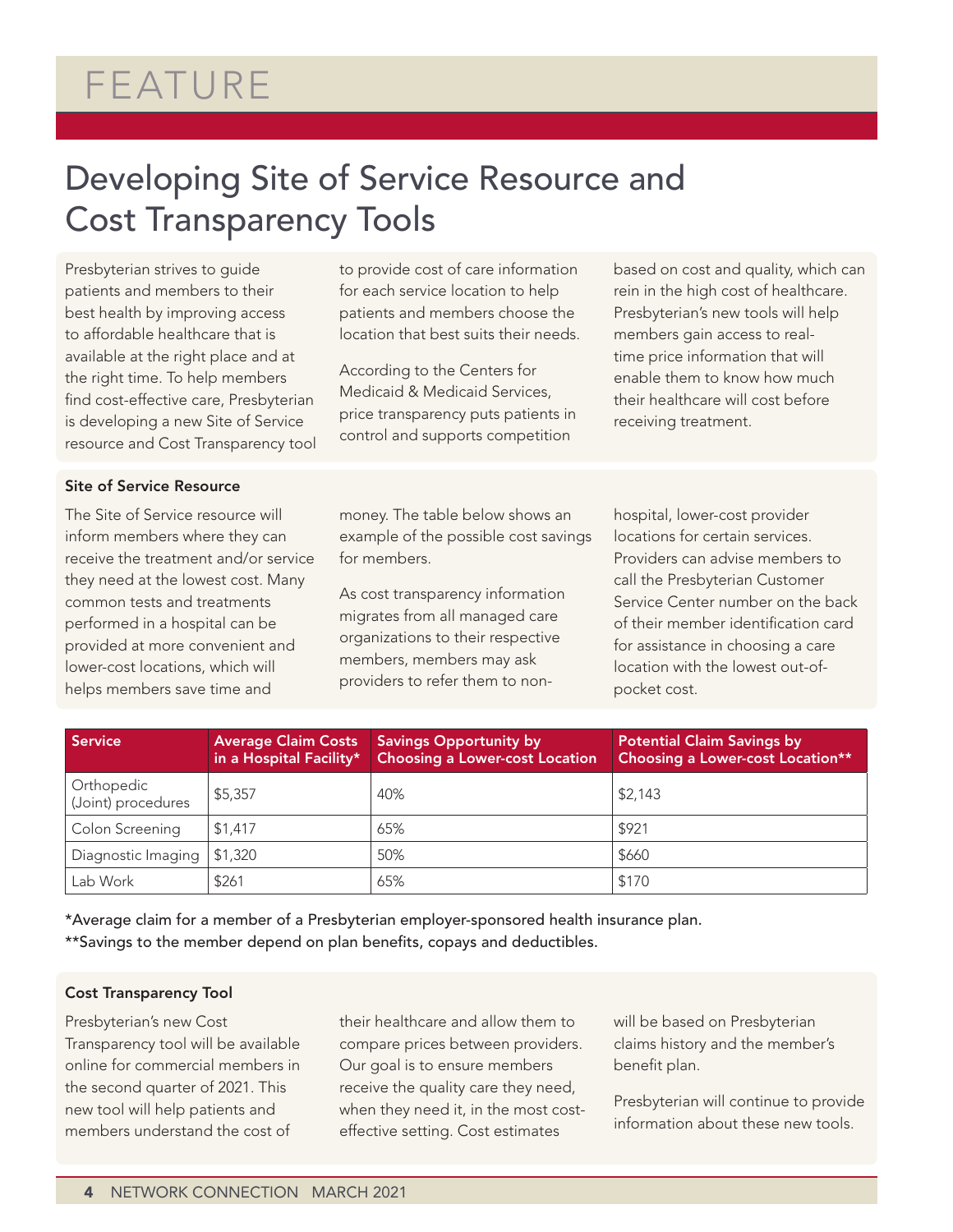# FEATURE

## Developing Site of Service Resource and Cost Transparency Tools

Presbyterian strives to guide patients and members to their best health by improving access to affordable healthcare that is available at the right place and at the right time. To help members find cost-effective care, Presbyterian is developing a new Site of Service resource and Cost Transparency tool to provide cost of care information for each service location to help patients and members choose the location that best suits their needs.

According to the Centers for Medicaid & Medicaid Services, price transparency puts patients in control and supports competition based on cost and quality, which can rein in the high cost of healthcare. Presbyterian's new tools will help members gain access to real-time price information that will enable them to know how much their healthcare will cost before receiving treatment.

### Site of Service Resource

The Site of Service resource will inform members where they can receive the treatment and/or service they need at the lowest cost. Many common tests and treatments performed in a hospital can be provided at more convenient and lower-cost locations, which will helps members save time and money. The table below shows an example of the possible cost savings for members.

As cost transparency information migrates from all managed care organizations to their respective members, members may ask providers to refer them to non-hospital, lower-cost provider locations for certain services. Providers can advise members to call the Presbyterian Customer Service Center number on the back of their member identification card for assistance in choosing a care location with the lowest out-of-pocket cost.

| Service | Average Claim Costs in a Hospital Facility* | Savings Opportunity by Choosing a Lower-cost Location | Potential Claim Savings by Choosing a Lower-cost Location** |
|---|---|---|---|
| Orthopedic (Joint) procedures | $5,357 | 40% | $2,143 |
| Colon Screening | $1,417 | 65% | $921 |
| Diagnostic Imaging | $1,320 | 50% | $660 |
| Lab Work | $261 | 65% | $170 |

*Average claim for a member of a Presbyterian employer-sponsored health insurance plan.

**Savings to the member depend on plan benefits, copays and deductibles.

### Cost Transparency Tool

Presbyterian's new Cost Transparency tool will be available online for commercial members in the second quarter of 2021. This new tool will help patients and members understand the cost of their healthcare and allow them to compare prices between providers. Our goal is to ensure members receive the quality care they need, when they need it, in the most cost-effective setting. Cost estimates will be based on Presbyterian claims history and the member's benefit plan.

Presbyterian will continue to provide information about these new tools.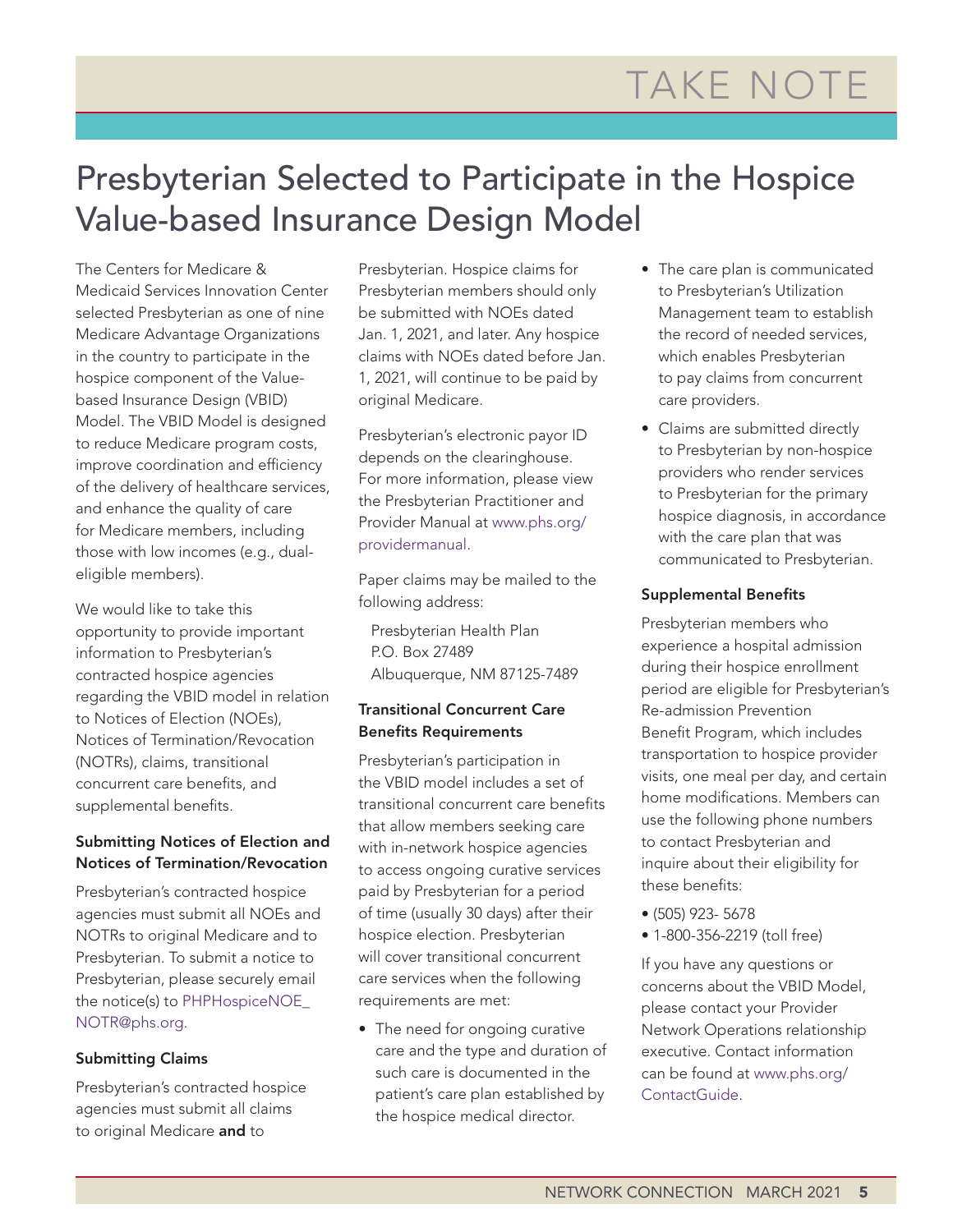# Presbyterian Selected to Participate in the Hospice Value-based Insurance Design Model

The Centers for Medicare & Medicaid Services Innovation Center selected Presbyterian as one of nine Medicare Advantage Organizations in the country to participate in the hospice component of the Value-based Insurance Design (VBID) Model. The VBID Model is designed to reduce Medicare program costs, improve coordination and efficiency of the delivery of healthcare services, and enhance the quality of care for Medicare members, including those with low incomes (e.g., dual-eligible members).

We would like to take this opportunity to provide important information to Presbyterian's contracted hospice agencies regarding the VBID model in relation to Notices of Election (NOEs), Notices of Termination/Revocation (NOTRs), claims, transitional concurrent care benefits, and supplemental benefits.

### Submitting Notices of Election and Notices of Termination/Revocation

Presbyterian's contracted hospice agencies must submit all NOEs and NOTRs to original Medicare and to Presbyterian. To submit a notice to Presbyterian, please securely email the notice(s) to PHPHospiceNOE_NOTR@phs.org.

### Submitting Claims

Presbyterian's contracted hospice agencies must submit all claims to original Medicare **and** to Presbyterian. Hospice claims for Presbyterian members should only be submitted with NOEs dated Jan. 1, 2021, and later. Any hospice claims with NOEs dated before Jan. 1, 2021, will continue to be paid by original Medicare.

Presbyterian's electronic payor ID depends on the clearinghouse. For more information, please view the Presbyterian Practitioner and Provider Manual at www.phs.org/providermanual.

Paper claims may be mailed to the following address:

Presbyterian Health Plan
P.O. Box 27489
Albuquerque, NM 87125-7489

### Transitional Concurrent Care Benefits Requirements

Presbyterian's participation in the VBID model includes a set of transitional concurrent care benefits that allow members seeking care with in-network hospice agencies to access ongoing curative services paid by Presbyterian for a period of time (usually 30 days) after their hospice election. Presbyterian will cover transitional concurrent care services when the following requirements are met:

- The need for ongoing curative care and the type and duration of such care is documented in the patient's care plan established by the hospice medical director.
- The care plan is communicated to Presbyterian's Utilization Management team to establish the record of needed services, which enables Presbyterian to pay claims from concurrent care providers.
- Claims are submitted directly to Presbyterian by non-hospice providers who render services to Presbyterian for the primary hospice diagnosis, in accordance with the care plan that was communicated to Presbyterian.

### Supplemental Benefits

Presbyterian members who experience a hospital admission during their hospice enrollment period are eligible for Presbyterian's Re-admission Prevention Benefit Program, which includes transportation to hospice provider visits, one meal per day, and certain home modifications. Members can use the following phone numbers to contact Presbyterian and inquire about their eligibility for these benefits:

- (505) 923- 5678
- 1-800-356-2219 (toll free)

If you have any questions or concerns about the VBID Model, please contact your Provider Network Operations relationship executive. Contact information can be found at www.phs.org/ContactGuide.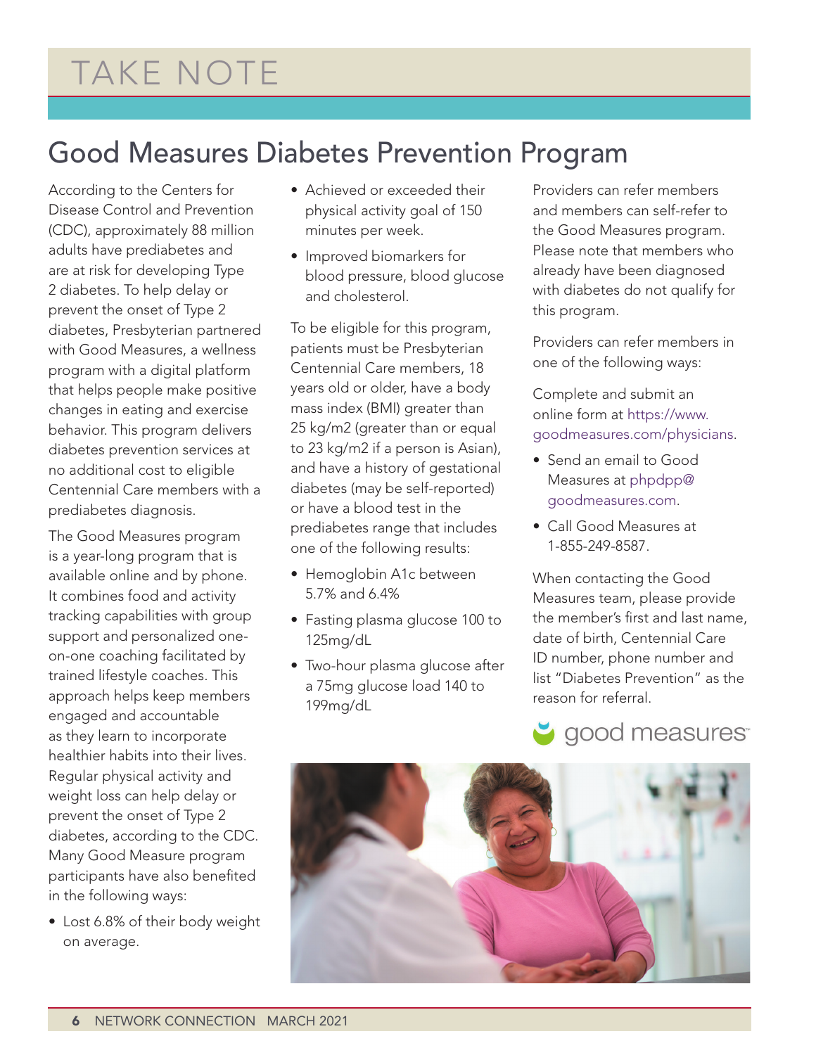# TAKE NOTE

## Good Measures Diabetes Prevention Program

According to the Centers for Disease Control and Prevention (CDC), approximately 88 million adults have prediabetes and are at risk for developing Type 2 diabetes. To help delay or prevent the onset of Type 2 diabetes, Presbyterian partnered with Good Measures, a wellness program with a digital platform that helps people make positive changes in eating and exercise behavior. This program delivers diabetes prevention services at no additional cost to eligible Centennial Care members with a prediabetes diagnosis.

The Good Measures program is a year-long program that is available online and by phone. It combines food and activity tracking capabilities with group support and personalized one-on-one coaching facilitated by trained lifestyle coaches. This approach helps keep members engaged and accountable as they learn to incorporate healthier habits into their lives. Regular physical activity and weight loss can help delay or prevent the onset of Type 2 diabetes, according to the CDC. Many Good Measure program participants have also benefited in the following ways:

- Lost 6.8% of their body weight on average.
- Achieved or exceeded their physical activity goal of 150 minutes per week.
- Improved biomarkers for blood pressure, blood glucose and cholesterol.

To be eligible for this program, patients must be Presbyterian Centennial Care members, 18 years old or older, have a body mass index (BMI) greater than 25 kg/m2 (greater than or equal to 23 kg/m2 if a person is Asian), and have a history of gestational diabetes (may be self-reported) or have a blood test in the prediabetes range that includes one of the following results:

- Hemoglobin A1c between 5.7% and 6.4%
- Fasting plasma glucose 100 to 125mg/dL
- Two-hour plasma glucose after a 75mg glucose load 140 to 199mg/dL

Providers can refer members and members can self-refer to the Good Measures program. Please note that members who already have been diagnosed with diabetes do not qualify for this program.

Providers can refer members in one of the following ways:

Complete and submit an online form at https://www.goodmeasures.com/physicians.

- Send an email to Good Measures at phpdpp@goodmeasures.com.
- Call Good Measures at 1-855-249-8587.

When contacting the Good Measures team, please provide the member's first and last name, date of birth, Centennial Care ID number, phone number and list "Diabetes Prevention" as the reason for referral.

good measures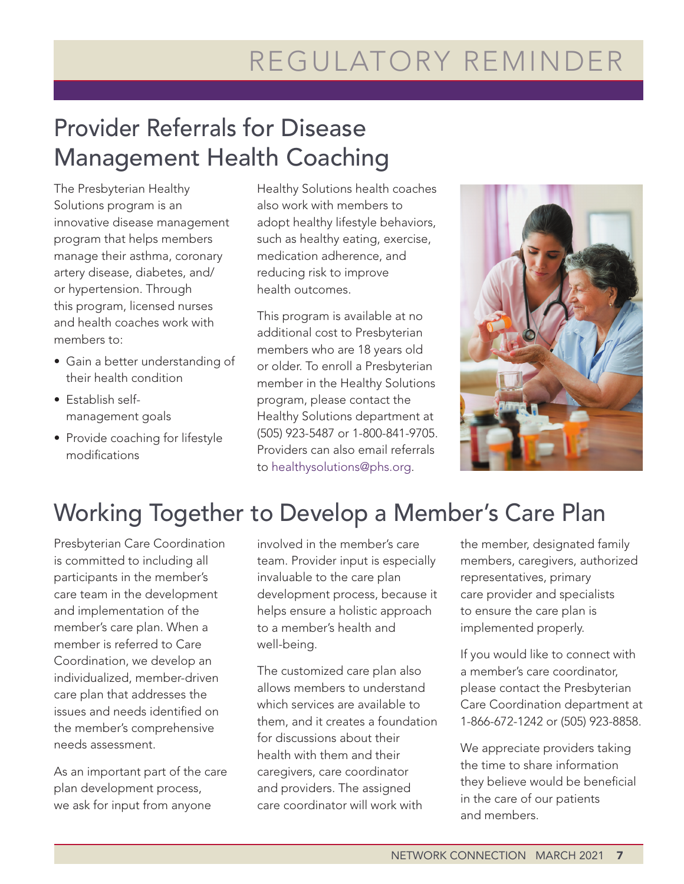# REGULATORY REMINDER

## Provider Referrals for Disease Management Health Coaching

The Presbyterian Healthy Solutions program is an innovative disease management program that helps members manage their asthma, coronary artery disease, diabetes, and/or hypertension. Through this program, licensed nurses and health coaches work with members to:

- Gain a better understanding of their health condition
- Establish self-management goals
- Provide coaching for lifestyle modifications

Healthy Solutions health coaches also work with members to adopt healthy lifestyle behaviors, such as healthy eating, exercise, medication adherence, and reducing risk to improve health outcomes.

This program is available at no additional cost to Presbyterian members who are 18 years old or older. To enroll a Presbyterian member in the Healthy Solutions program, please contact the Healthy Solutions department at (505) 923-5487 or 1-800-841-9705. Providers can also email referrals to healthysolutions@phs.org.

## Working Together to Develop a Member's Care Plan

Presbyterian Care Coordination is committed to including all participants in the member's care team in the development and implementation of the member's care plan. When a member is referred to Care Coordination, we develop an individualized, member-driven care plan that addresses the issues and needs identified on the member's comprehensive needs assessment.

As an important part of the care plan development process, we ask for input from anyone involved in the member's care team. Provider input is especially invaluable to the care plan development process, because it helps ensure a holistic approach to a member's health and well-being.

The customized care plan also allows members to understand which services are available to them, and it creates a foundation for discussions about their health with them and their caregivers, care coordinator and providers. The assigned care coordinator will work with the member, designated family members, caregivers, authorized representatives, primary care provider and specialists to ensure the care plan is implemented properly.

If you would like to connect with a member's care coordinator, please contact the Presbyterian Care Coordination department at 1-866-672-1242 or (505) 923-8858.

We appreciate providers taking the time to share information they believe would be beneficial in the care of our patients and members.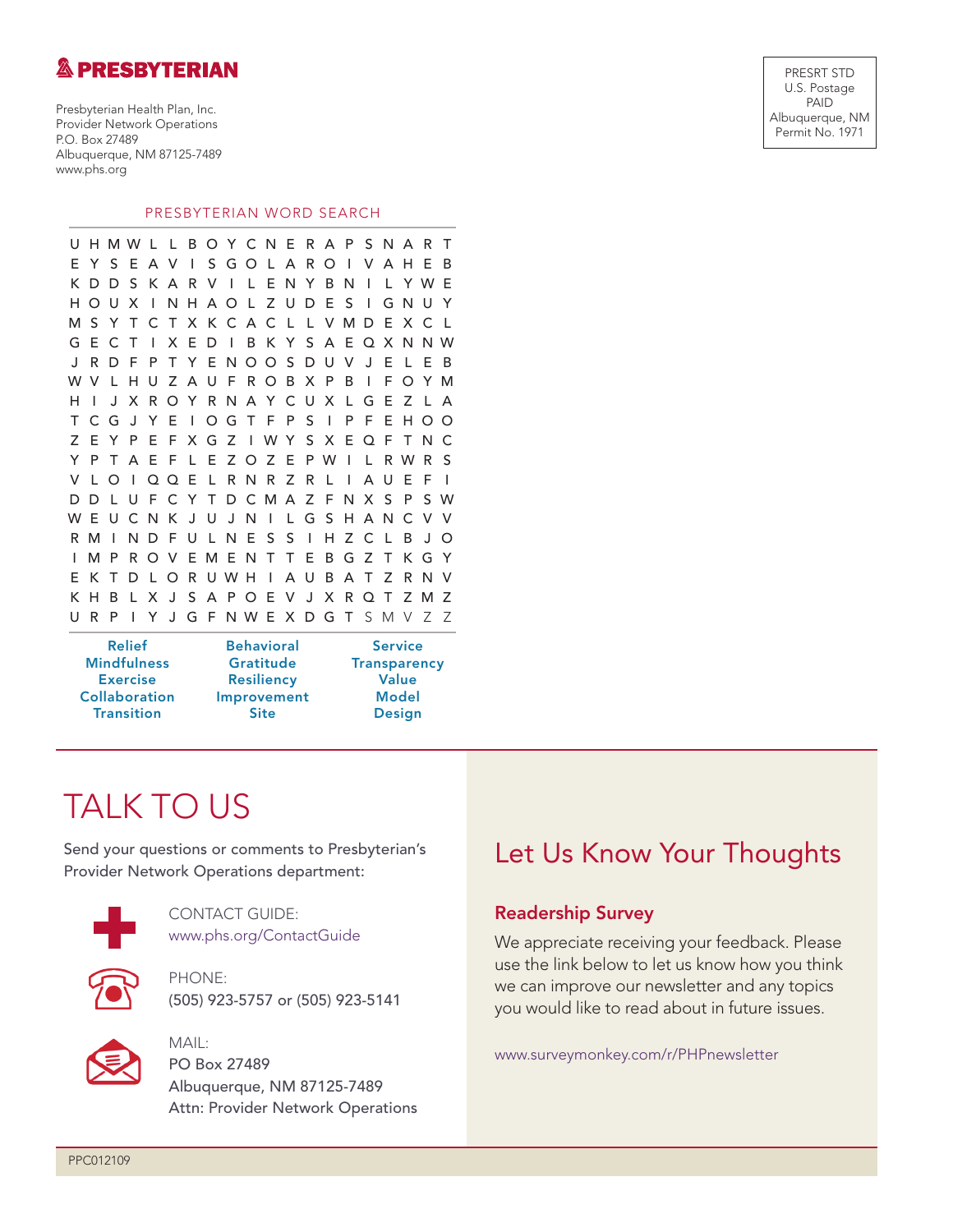**PRESBYTERIAN**

Presbyterian Health Plan, Inc.
Provider Network Operations
P.O. Box 27489
Albuquerque, NM 87125-7489
www.phs.org

PRESRT STD
U.S. Postage
PAID
Albuquerque, NM
Permit No. 1971

## PRESBYTERIAN WORD SEARCH

```
U H M W L L B O Y C N E R A P S N A R T
E Y S E A V I S G O L A R O I V A H E B
K D D S K A R V I L E N Y B N I L Y W E
H O U X I N H A O L Z U D E S I G N U Y
M S Y T C T X K C A C L L V M D E X C L
G E C T I X E D I B K Y S A E Q X N N W
J R D F P T Y E N O O S D U V J E L E B
W V L H U Z A U F R O B X P B I F O Y M
H I J X R O Y R N A Y C U X L G E Z L A
T C G J Y E I O G T F P S I P F E H O O
Z E Y P E F X G Z I W Y S X E Q F T N C
Y P T A E F L E Z O Z E P W I L R W R S
V L O I Q Q E L R N R Z R L I A U E F I
D D L U F C Y T D C M A Z F N X S P S W
W E U C N K J U J N I L G S H A N C V V
R M I N D F U L N E S S I H Z C L B J O
I M P R O V E M E N T T E B G Z T K G Y
E K T D L O R U W H I A U B A T Z R N V
K H B L X J S A P O E V J X R Q T Z M Z
U R P I Y J G F N W E X D G T S M V Z Z
```

| | | |
|---|---|---|
| Relief | Behavioral | Service |
| Mindfulness | Gratitude | Transparency |
| Exercise | Resiliency | Value |
| Collaboration | Improvement | Model |
| Transition | Site | Design |

# TALK TO US

Send your questions or comments to Presbyterian's Provider Network Operations department:

CONTACT GUIDE:
www.phs.org/ContactGuide

PHONE:
(505) 923-5757 or (505) 923-5141

MAIL:
PO Box 27489
Albuquerque, NM 87125-7489
Attn: Provider Network Operations

## Let Us Know Your Thoughts

### Readership Survey

We appreciate receiving your feedback. Please use the link below to let us know how you think we can improve our newsletter and any topics you would like to read about in future issues.

www.surveymonkey.com/r/PHPnewsletter

PPC012109